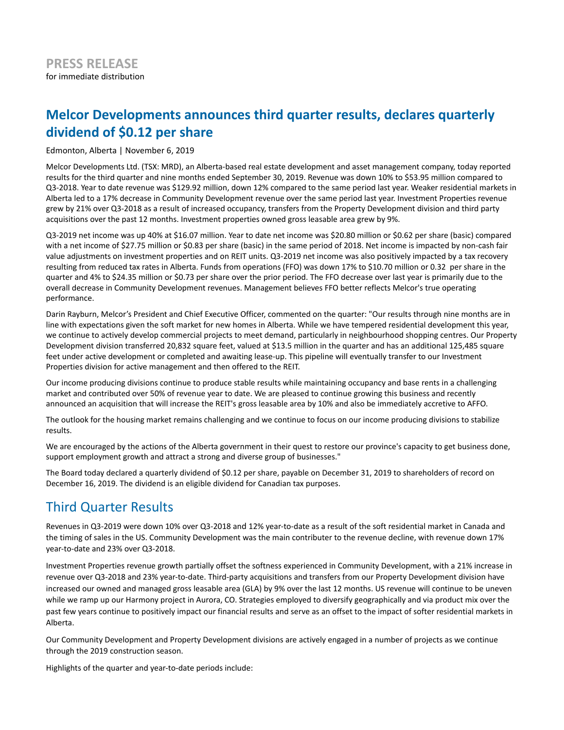**PRESS RELEASE**
for immediate distribution

# Melcor Developments announces third quarter results, declares quarterly dividend of $0.12 per share

Edmonton, Alberta | November 6, 2019

Melcor Developments Ltd. (TSX: MRD), an Alberta-based real estate development and asset management company, today reported results for the third quarter and nine months ended September 30, 2019. Revenue was down 10% to $53.95 million compared to Q3-2018. Year to date revenue was $129.92 million, down 12% compared to the same period last year. Weaker residential markets in Alberta led to a 17% decrease in Community Development revenue over the same period last year. Investment Properties revenue grew by 21% over Q3-2018 as a result of increased occupancy, transfers from the Property Development division and third party acquisitions over the past 12 months. Investment properties owned gross leasable area grew by 9%.

Q3-2019 net income was up 40% at $16.07 million. Year to date net income was $20.80 million or $0.62 per share (basic) compared with a net income of $27.75 million or $0.83 per share (basic) in the same period of 2018. Net income is impacted by non-cash fair value adjustments on investment properties and on REIT units. Q3-2019 net income was also positively impacted by a tax recovery resulting from reduced tax rates in Alberta. Funds from operations (FFO) was down 17% to $10.70 million or 0.32 per share in the quarter and 4% to $24.35 million or $0.73 per share over the prior period. The FFO decrease over last year is primarily due to the overall decrease in Community Development revenues. Management believes FFO better reflects Melcor's true operating performance.

Darin Rayburn, Melcor's President and Chief Executive Officer, commented on the quarter: "Our results through nine months are in line with expectations given the soft market for new homes in Alberta. While we have tempered residential development this year, we continue to actively develop commercial projects to meet demand, particularly in neighbourhood shopping centres. Our Property Development division transferred 20,832 square feet, valued at $13.5 million in the quarter and has an additional 125,485 square feet under active development or completed and awaiting lease-up. This pipeline will eventually transfer to our Investment Properties division for active management and then offered to the REIT.

Our income producing divisions continue to produce stable results while maintaining occupancy and base rents in a challenging market and contributed over 50% of revenue year to date. We are pleased to continue growing this business and recently announced an acquisition that will increase the REIT's gross leasable area by 10% and also be immediately accretive to AFFO.

The outlook for the housing market remains challenging and we continue to focus on our income producing divisions to stabilize results.

We are encouraged by the actions of the Alberta government in their quest to restore our province's capacity to get business done, support employment growth and attract a strong and diverse group of businesses."

The Board today declared a quarterly dividend of $0.12 per share, payable on December 31, 2019 to shareholders of record on December 16, 2019. The dividend is an eligible dividend for Canadian tax purposes.

## Third Quarter Results

Revenues in Q3-2019 were down 10% over Q3-2018 and 12% year-to-date as a result of the soft residential market in Canada and the timing of sales in the US. Community Development was the main contributer to the revenue decline, with revenue down 17% year-to-date and 23% over Q3-2018.

Investment Properties revenue growth partially offset the softness experienced in Community Development, with a 21% increase in revenue over Q3-2018 and 23% year-to-date. Third-party acquisitions and transfers from our Property Development division have increased our owned and managed gross leasable area (GLA) by 9% over the last 12 months. US revenue will continue to be uneven while we ramp up our Harmony project in Aurora, CO. Strategies employed to diversify geographically and via product mix over the past few years continue to positively impact our financial results and serve as an offset to the impact of softer residential markets in Alberta.

Our Community Development and Property Development divisions are actively engaged in a number of projects as we continue through the 2019 construction season.

Highlights of the quarter and year-to-date periods include: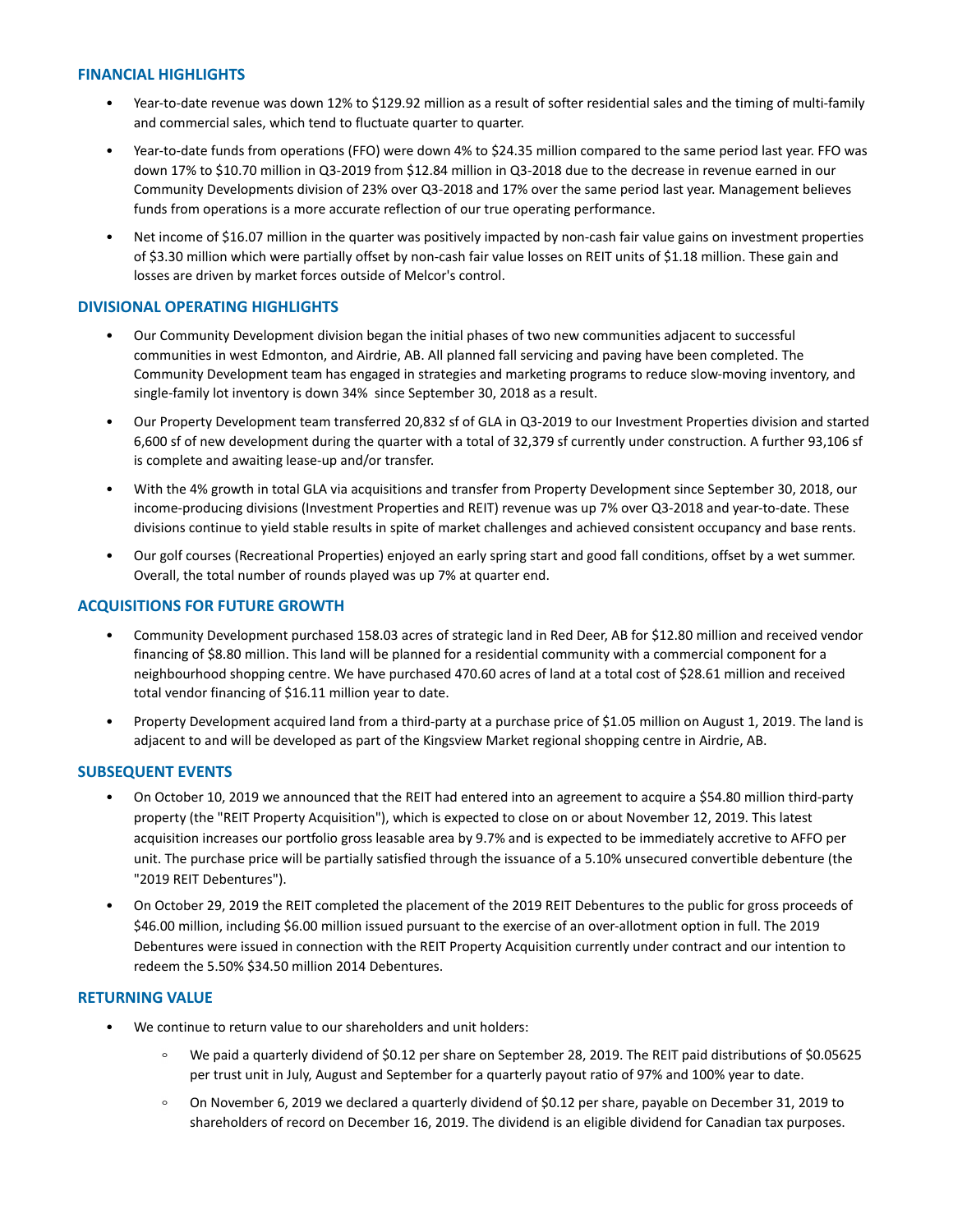## FINANCIAL HIGHLIGHTS

- Year-to-date revenue was down 12% to $129.92 million as a result of softer residential sales and the timing of multi-family and commercial sales, which tend to fluctuate quarter to quarter.
- Year-to-date funds from operations (FFO) were down 4% to $24.35 million compared to the same period last year. FFO was down 17% to $10.70 million in Q3-2019 from $12.84 million in Q3-2018 due to the decrease in revenue earned in our Community Developments division of 23% over Q3-2018 and 17% over the same period last year. Management believes funds from operations is a more accurate reflection of our true operating performance.
- Net income of $16.07 million in the quarter was positively impacted by non-cash fair value gains on investment properties of $3.30 million which were partially offset by non-cash fair value losses on REIT units of $1.18 million. These gain and losses are driven by market forces outside of Melcor's control.

## DIVISIONAL OPERATING HIGHLIGHTS

- Our Community Development division began the initial phases of two new communities adjacent to successful communities in west Edmonton, and Airdrie, AB. All planned fall servicing and paving have been completed. The Community Development team has engaged in strategies and marketing programs to reduce slow-moving inventory, and single-family lot inventory is down 34% since September 30, 2018 as a result.
- Our Property Development team transferred 20,832 sf of GLA in Q3-2019 to our Investment Properties division and started 6,600 sf of new development during the quarter with a total of 32,379 sf currently under construction. A further 93,106 sf is complete and awaiting lease-up and/or transfer.
- With the 4% growth in total GLA via acquisitions and transfer from Property Development since September 30, 2018, our income-producing divisions (Investment Properties and REIT) revenue was up 7% over Q3-2018 and year-to-date. These divisions continue to yield stable results in spite of market challenges and achieved consistent occupancy and base rents.
- Our golf courses (Recreational Properties) enjoyed an early spring start and good fall conditions, offset by a wet summer. Overall, the total number of rounds played was up 7% at quarter end.

## ACQUISITIONS FOR FUTURE GROWTH

- Community Development purchased 158.03 acres of strategic land in Red Deer, AB for $12.80 million and received vendor financing of $8.80 million. This land will be planned for a residential community with a commercial component for a neighbourhood shopping centre. We have purchased 470.60 acres of land at a total cost of $28.61 million and received total vendor financing of $16.11 million year to date.
- Property Development acquired land from a third-party at a purchase price of $1.05 million on August 1, 2019. The land is adjacent to and will be developed as part of the Kingsview Market regional shopping centre in Airdrie, AB.

## SUBSEQUENT EVENTS

- On October 10, 2019 we announced that the REIT had entered into an agreement to acquire a $54.80 million third-party property (the "REIT Property Acquisition"), which is expected to close on or about November 12, 2019. This latest acquisition increases our portfolio gross leasable area by 9.7% and is expected to be immediately accretive to AFFO per unit. The purchase price will be partially satisfied through the issuance of a 5.10% unsecured convertible debenture (the "2019 REIT Debentures").
- On October 29, 2019 the REIT completed the placement of the 2019 REIT Debentures to the public for gross proceeds of $46.00 million, including $6.00 million issued pursuant to the exercise of an over-allotment option in full. The 2019 Debentures were issued in connection with the REIT Property Acquisition currently under contract and our intention to redeem the 5.50% $34.50 million 2014 Debentures.

## RETURNING VALUE

- We continue to return value to our shareholders and unit holders:
    - We paid a quarterly dividend of $0.12 per share on September 28, 2019. The REIT paid distributions of $0.05625 per trust unit in July, August and September for a quarterly payout ratio of 97% and 100% year to date.
    - On November 6, 2019 we declared a quarterly dividend of $0.12 per share, payable on December 31, 2019 to shareholders of record on December 16, 2019. The dividend is an eligible dividend for Canadian tax purposes.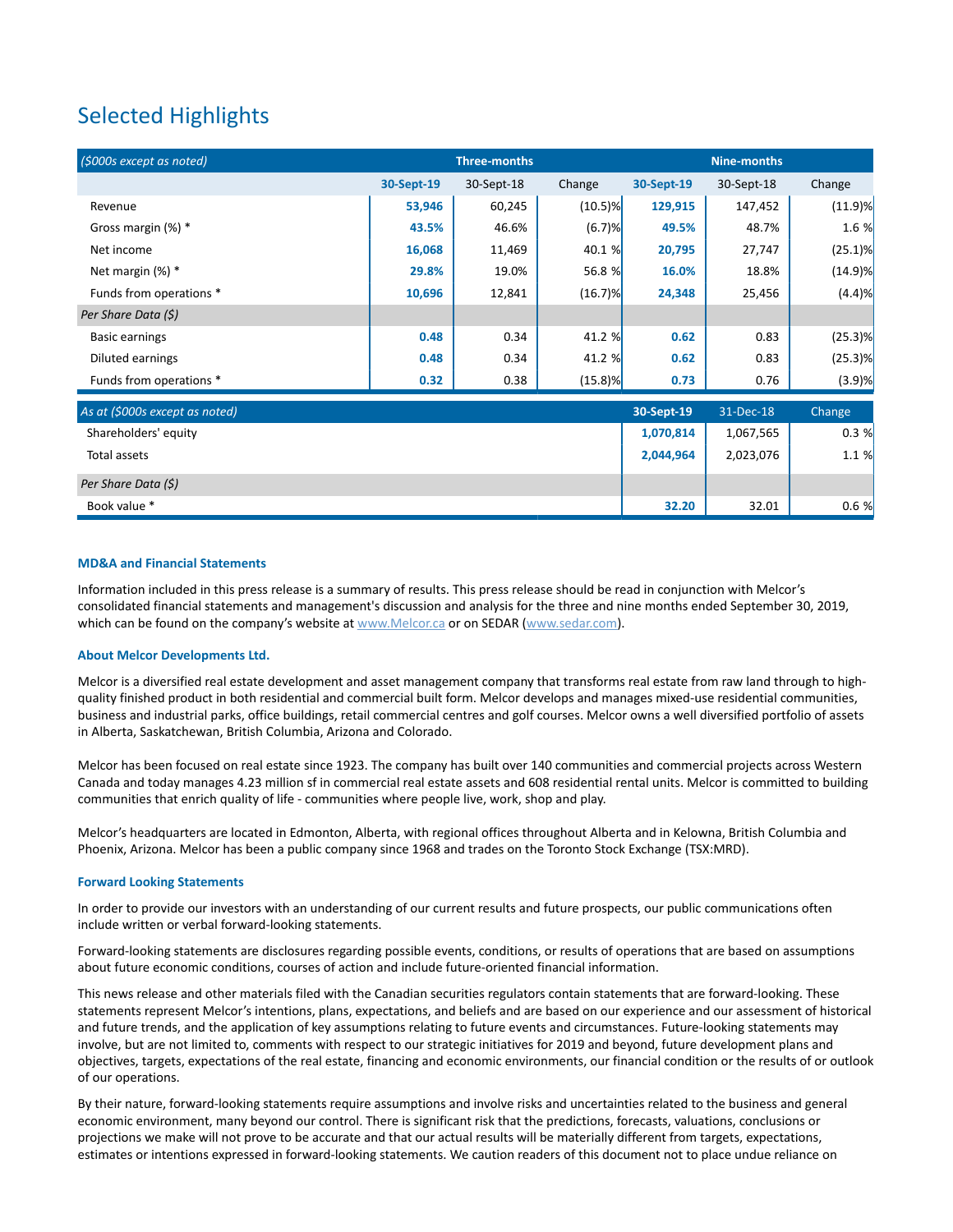# Selected Highlights

| *($000s except as noted)* | Three-months | | | Nine-months | | |
|---|---|---|---|---|---|---|
| | **30-Sept-19** | 30-Sept-18 | Change | **30-Sept-19** | 30-Sept-18 | Change |
| Revenue | **53,946** | 60,245 | (10.5)% | **129,915** | 147,452 | (11.9)% |
| Gross margin (%) * | **43.5%** | 46.6% | (6.7)% | **49.5%** | 48.7% | 1.6 % |
| Net income | **16,068** | 11,469 | 40.1 % | **20,795** | 27,747 | (25.1)% |
| Net margin (%) * | **29.8%** | 19.0% | 56.8 % | **16.0%** | 18.8% | (14.9)% |
| Funds from operations * | **10,696** | 12,841 | (16.7)% | **24,348** | 25,456 | (4.4)% |
| *Per Share Data ($)* | | | | | | |
| Basic earnings | **0.48** | 0.34 | 41.2 % | **0.62** | 0.83 | (25.3)% |
| Diluted earnings | **0.48** | 0.34 | 41.2 % | **0.62** | 0.83 | (25.3)% |
| Funds from operations * | **0.32** | 0.38 | (15.8)% | **0.73** | 0.76 | (3.9)% |

| *As at ($000s except as noted)* | **30-Sept-19** | 31-Dec-18 | Change |
|---|---|---|---|
| Shareholders' equity | **1,070,814** | 1,067,565 | 0.3 % |
| Total assets | **2,044,964** | 2,023,076 | 1.1 % |
| *Per Share Data ($)* | | | |
| Book value * | **32.20** | 32.01 | 0.6 % |

#### MD&A and Financial Statements

Information included in this press release is a summary of results. This press release should be read in conjunction with Melcor's consolidated financial statements and management's discussion and analysis for the three and nine months ended September 30, 2019, which can be found on the company's website at www.Melcor.ca or on SEDAR (www.sedar.com).

#### About Melcor Developments Ltd.

Melcor is a diversified real estate development and asset management company that transforms real estate from raw land through to high-quality finished product in both residential and commercial built form. Melcor develops and manages mixed-use residential communities, business and industrial parks, office buildings, retail commercial centres and golf courses. Melcor owns a well diversified portfolio of assets in Alberta, Saskatchewan, British Columbia, Arizona and Colorado.

Melcor has been focused on real estate since 1923. The company has built over 140 communities and commercial projects across Western Canada and today manages 4.23 million sf in commercial real estate assets and 608 residential rental units. Melcor is committed to building communities that enrich quality of life - communities where people live, work, shop and play.

Melcor's headquarters are located in Edmonton, Alberta, with regional offices throughout Alberta and in Kelowna, British Columbia and Phoenix, Arizona. Melcor has been a public company since 1968 and trades on the Toronto Stock Exchange (TSX:MRD).

#### Forward Looking Statements

In order to provide our investors with an understanding of our current results and future prospects, our public communications often include written or verbal forward-looking statements.

Forward-looking statements are disclosures regarding possible events, conditions, or results of operations that are based on assumptions about future economic conditions, courses of action and include future-oriented financial information.

This news release and other materials filed with the Canadian securities regulators contain statements that are forward-looking. These statements represent Melcor's intentions, plans, expectations, and beliefs and are based on our experience and our assessment of historical and future trends, and the application of key assumptions relating to future events and circumstances. Future-looking statements may involve, but are not limited to, comments with respect to our strategic initiatives for 2019 and beyond, future development plans and objectives, targets, expectations of the real estate, financing and economic environments, our financial condition or the results of or outlook of our operations.

By their nature, forward-looking statements require assumptions and involve risks and uncertainties related to the business and general economic environment, many beyond our control. There is significant risk that the predictions, forecasts, valuations, conclusions or projections we make will not prove to be accurate and that our actual results will be materially different from targets, expectations, estimates or intentions expressed in forward-looking statements. We caution readers of this document not to place undue reliance on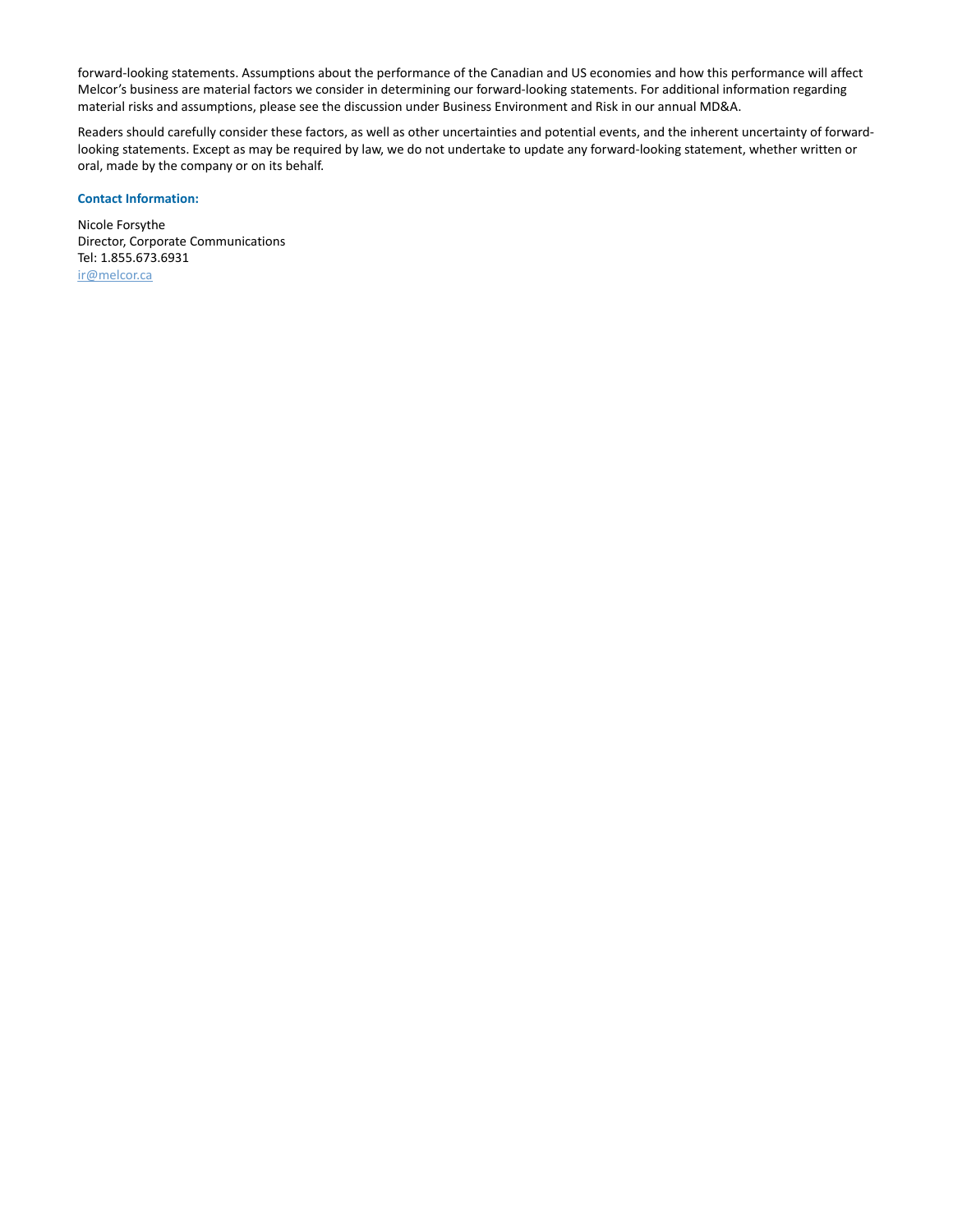forward-looking statements. Assumptions about the performance of the Canadian and US economies and how this performance will affect Melcor's business are material factors we consider in determining our forward-looking statements. For additional information regarding material risks and assumptions, please see the discussion under Business Environment and Risk in our annual MD&A.

Readers should carefully consider these factors, as well as other uncertainties and potential events, and the inherent uncertainty of forward-looking statements. Except as may be required by law, we do not undertake to update any forward-looking statement, whether written or oral, made by the company or on its behalf.

**Contact Information:**

Nicole Forsythe
Director, Corporate Communications
Tel: 1.855.673.6931
ir@melcor.ca